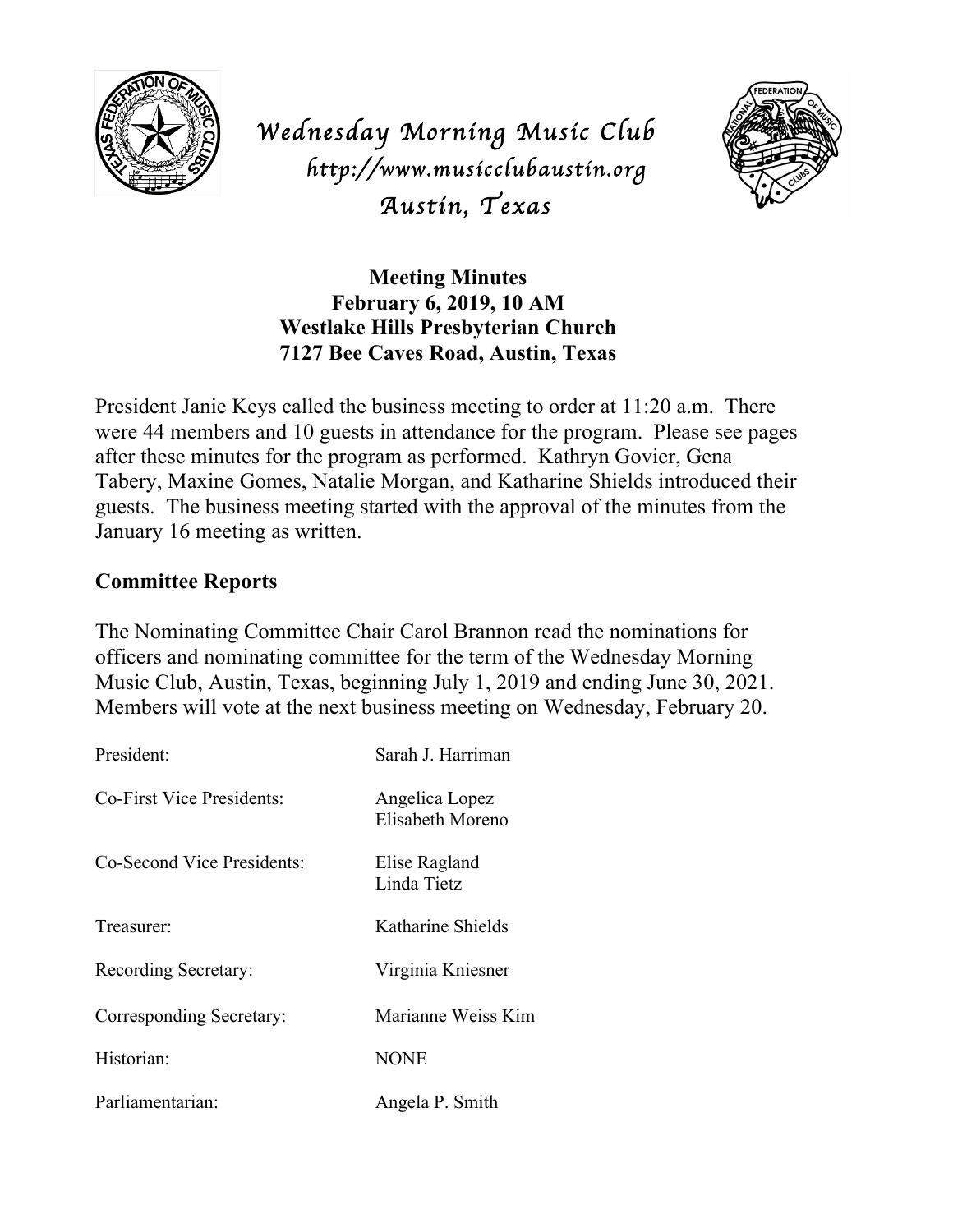# *Wednesday Morning Music Club*

*http://www.musicclubaustin.org*

*Austin, Texas*

**Meeting Minutes**
**February 6, 2019, 10 AM**
**Westlake Hills Presbyterian Church**
**7127 Bee Caves Road, Austin, Texas**

President Janie Keys called the business meeting to order at 11:20 a.m. There were 44 members and 10 guests in attendance for the program. Please see pages after these minutes for the program as performed. Kathryn Govier, Gena Tabery, Maxine Gomes, Natalie Morgan, and Katharine Shields introduced their guests. The business meeting started with the approval of the minutes from the January 16 meeting as written.

## Committee Reports

The Nominating Committee Chair Carol Brannon read the nominations for officers and nominating committee for the term of the Wednesday Morning Music Club, Austin, Texas, beginning July 1, 2019 and ending June 30, 2021. Members will vote at the next business meeting on Wednesday, February 20.

| | |
|---|---|
| President: | Sarah J. Harriman |
| Co-First Vice Presidents: | Angelica Lopez<br>Elisabeth Moreno |
| Co-Second Vice Presidents: | Elise Ragland<br>Linda Tietz |
| Treasurer: | Katharine Shields |
| Recording Secretary: | Virginia Kniesner |
| Corresponding Secretary: | Marianne Weiss Kim |
| Historian: | NONE |
| Parliamentarian: | Angela P. Smith |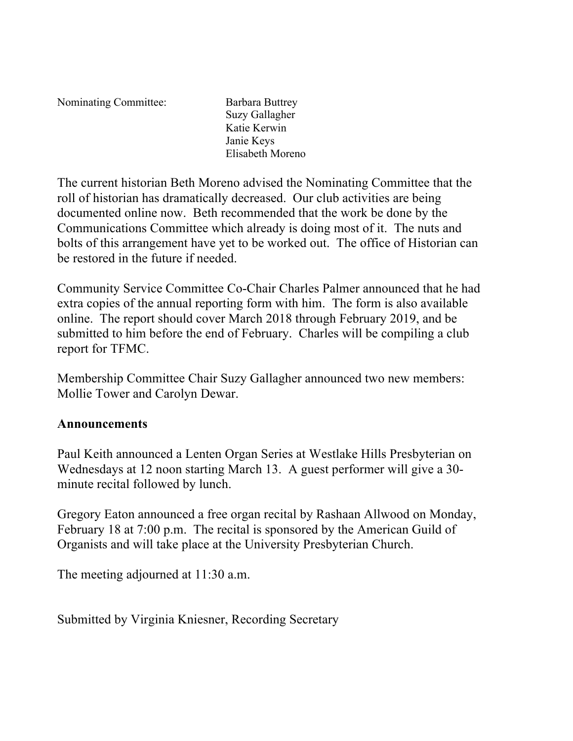Nominating Committee: Barbara Buttrey
Suzy Gallagher
Katie Kerwin
Janie Keys
Elisabeth Moreno

The current historian Beth Moreno advised the Nominating Committee that the roll of historian has dramatically decreased. Our club activities are being documented online now. Beth recommended that the work be done by the Communications Committee which already is doing most of it. The nuts and bolts of this arrangement have yet to be worked out. The office of Historian can be restored in the future if needed.

Community Service Committee Co-Chair Charles Palmer announced that he had extra copies of the annual reporting form with him. The form is also available online. The report should cover March 2018 through February 2019, and be submitted to him before the end of February. Charles will be compiling a club report for TFMC.

Membership Committee Chair Suzy Gallagher announced two new members: Mollie Tower and Carolyn Dewar.

**Announcements**

Paul Keith announced a Lenten Organ Series at Westlake Hills Presbyterian on Wednesdays at 12 noon starting March 13. A guest performer will give a 30-minute recital followed by lunch.

Gregory Eaton announced a free organ recital by Rashaan Allwood on Monday, February 18 at 7:00 p.m. The recital is sponsored by the American Guild of Organists and will take place at the University Presbyterian Church.

The meeting adjourned at 11:30 a.m.

Submitted by Virginia Kniesner, Recording Secretary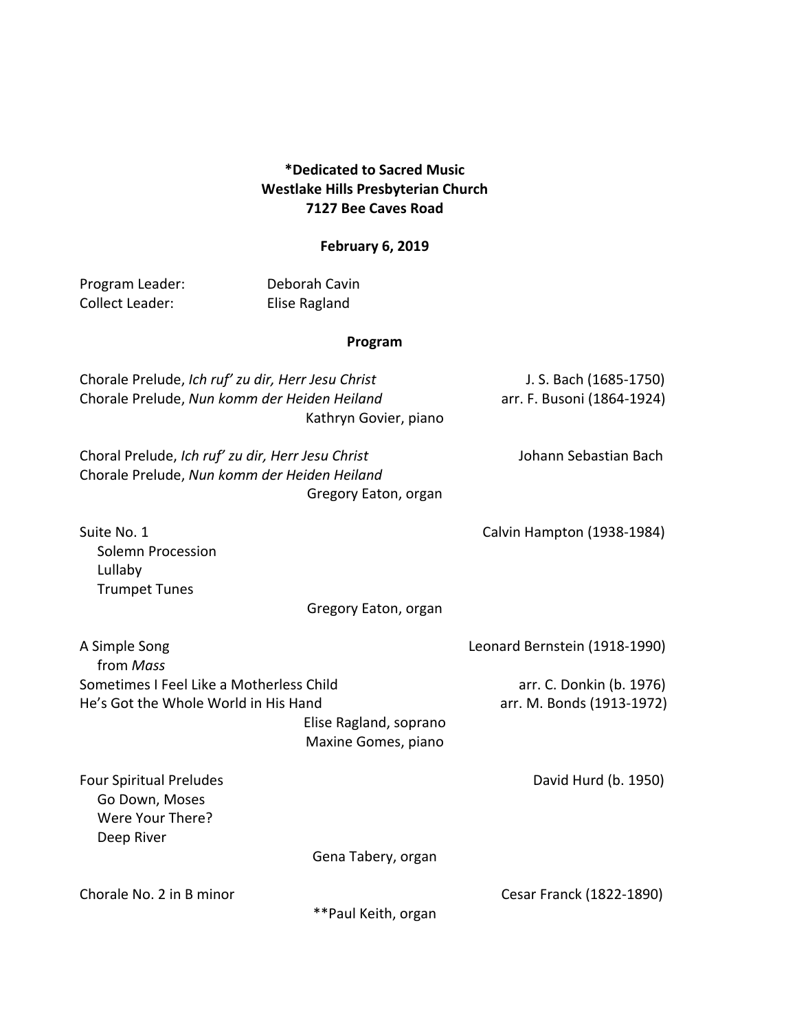**\*Dedicated to Sacred Music**
**Westlake Hills Presbyterian Church**
**7127 Bee Caves Road**

**February 6, 2019**

Program Leader: Deborah Cavin
Collect Leader: Elise Ragland

**Program**

Chorale Prelude, *Ich ruf' zu dir, Herr Jesu Christ* — J. S. Bach (1685-1750)
Chorale Prelude, *Nun komm der Heiden Heiland* — arr. F. Busoni (1864-1924)
Kathryn Govier, piano

Choral Prelude, *Ich ruf' zu dir, Herr Jesu Christ* — Johann Sebastian Bach
Chorale Prelude, *Nun komm der Heiden Heiland*
Gregory Eaton, organ

Suite No. 1 — Calvin Hampton (1938-1984)
- Solemn Procession
- Lullaby
- Trumpet Tunes

Gregory Eaton, organ

A Simple Song from *Mass* — Leonard Bernstein (1918-1990)
Sometimes I Feel Like a Motherless Child — arr. C. Donkin (b. 1976)
He's Got the Whole World in His Hand — arr. M. Bonds (1913-1972)
Elise Ragland, soprano
Maxine Gomes, piano

Four Spiritual Preludes — David Hurd (b. 1950)
- Go Down, Moses
- Were Your There?
- Deep River

Gena Tabery, organ

Chorale No. 2 in B minor — Cesar Franck (1822-1890)
**Paul Keith, organ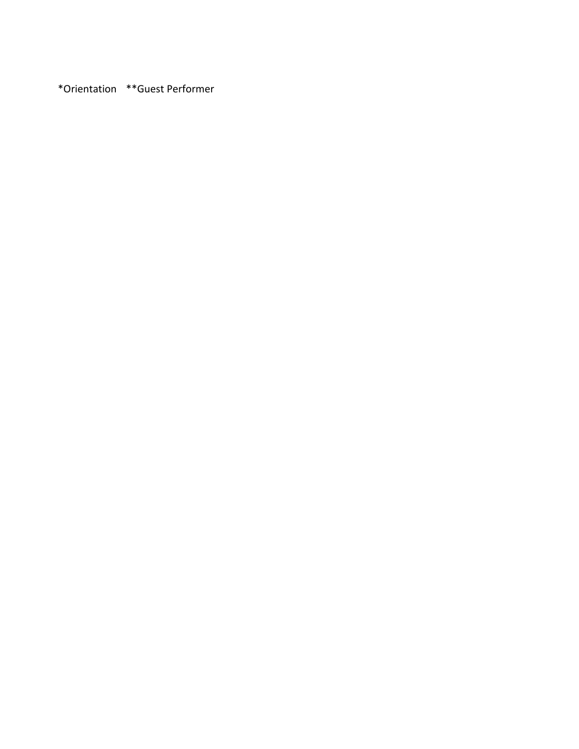*Orientation **Guest Performer